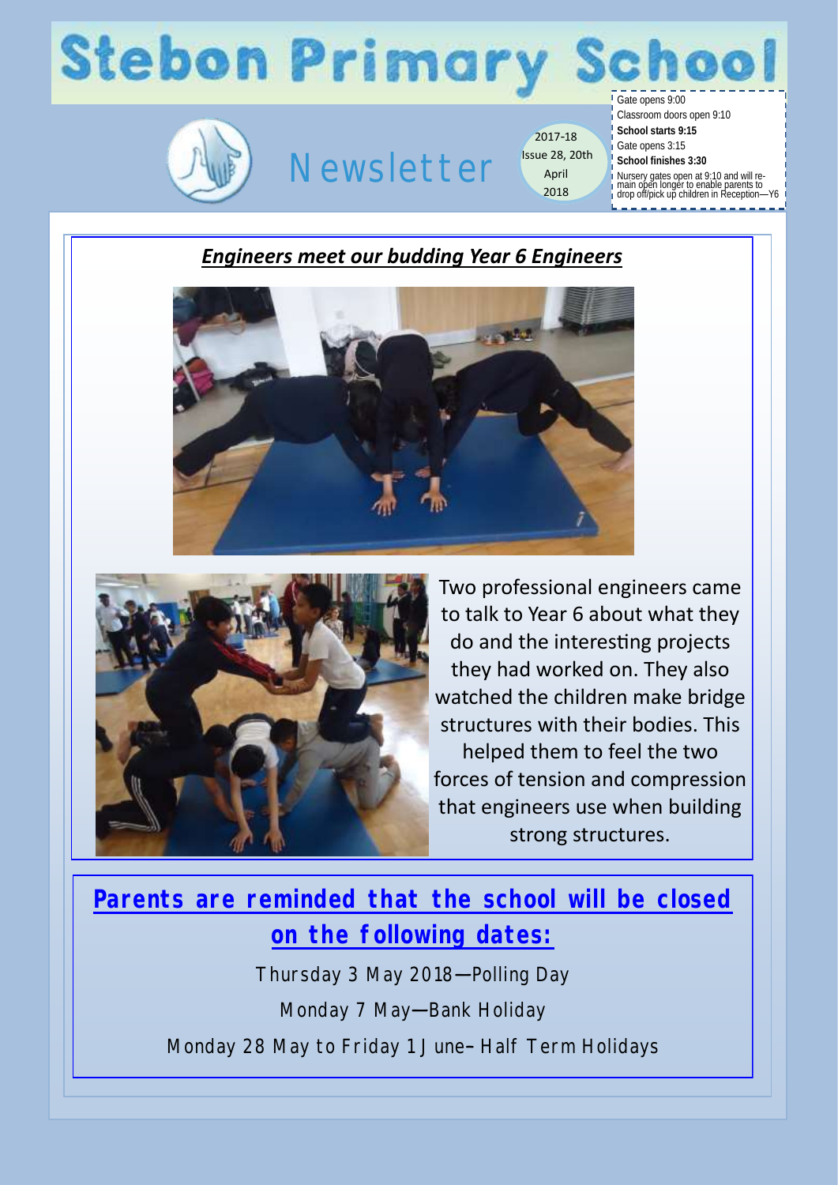# Stebon Primary School

## Newsletter

2017-18
Issue 28, 20th April 2018

Gate opens 9:00
Classroom doors open 9:10
**School starts 9:15**
Gate opens 3:15
**School finishes 3:30**
Nursery gates open at 9:10 and will remain open longer to enable parents to drop off/pick up children in Reception—Y6

### ***Engineers meet our budding Year 6 Engineers***

Two professional engineers came to talk to Year 6 about what they do and the interesting projects they had worked on. They also watched the children make bridge structures with their bodies. This helped them to feel the two forces of tension and compression that engineers use when building strong structures.

### **Parents are reminded that the school will be closed on the following dates:**

Thursday 3 May 2018—Polling Day

Monday 7 May—Bank Holiday

Monday 28 May to Friday 1 June– Half Term Holidays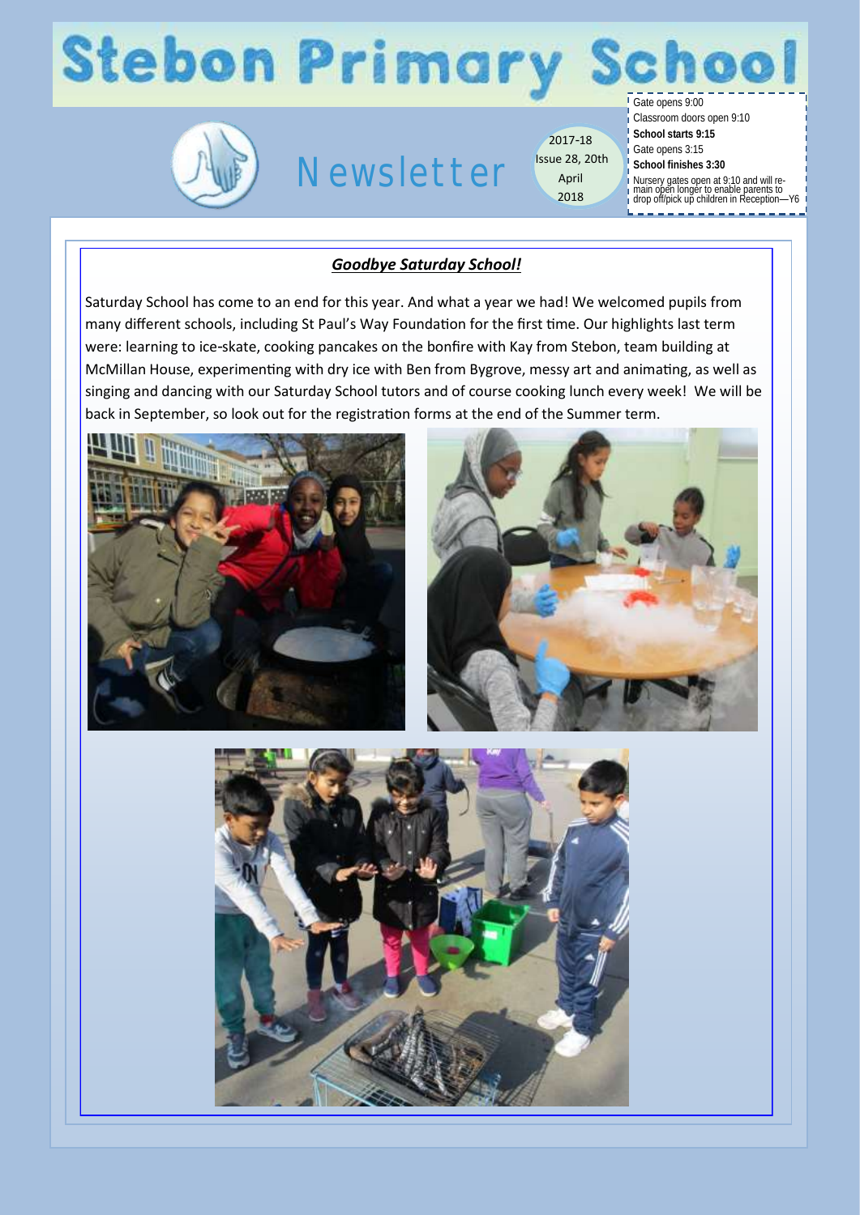# Stebon Primary School

Newsletter

2017-18
Issue 28, 20th April 2018

Gate opens 9:00
Classroom doors open 9:10
**School starts 9:15**
Gate opens 3:15
**School finishes 3:30**
Nursery gates open at 9:10 and will remain open longer to enable parents to drop off/pick up children in Reception—Y6

## ***Goodbye Saturday School!***

Saturday School has come to an end for this year. And what a year we had! We welcomed pupils from many different schools, including St Paul's Way Foundation for the first time. Our highlights last term were: learning to ice-skate, cooking pancakes on the bonfire with Kay from Stebon, team building at McMillan House, experimenting with dry ice with Ben from Bygrove, messy art and animating, as well as singing and dancing with our Saturday School tutors and of course cooking lunch every week! We will be back in September, so look out for the registration forms at the end of the Summer term.